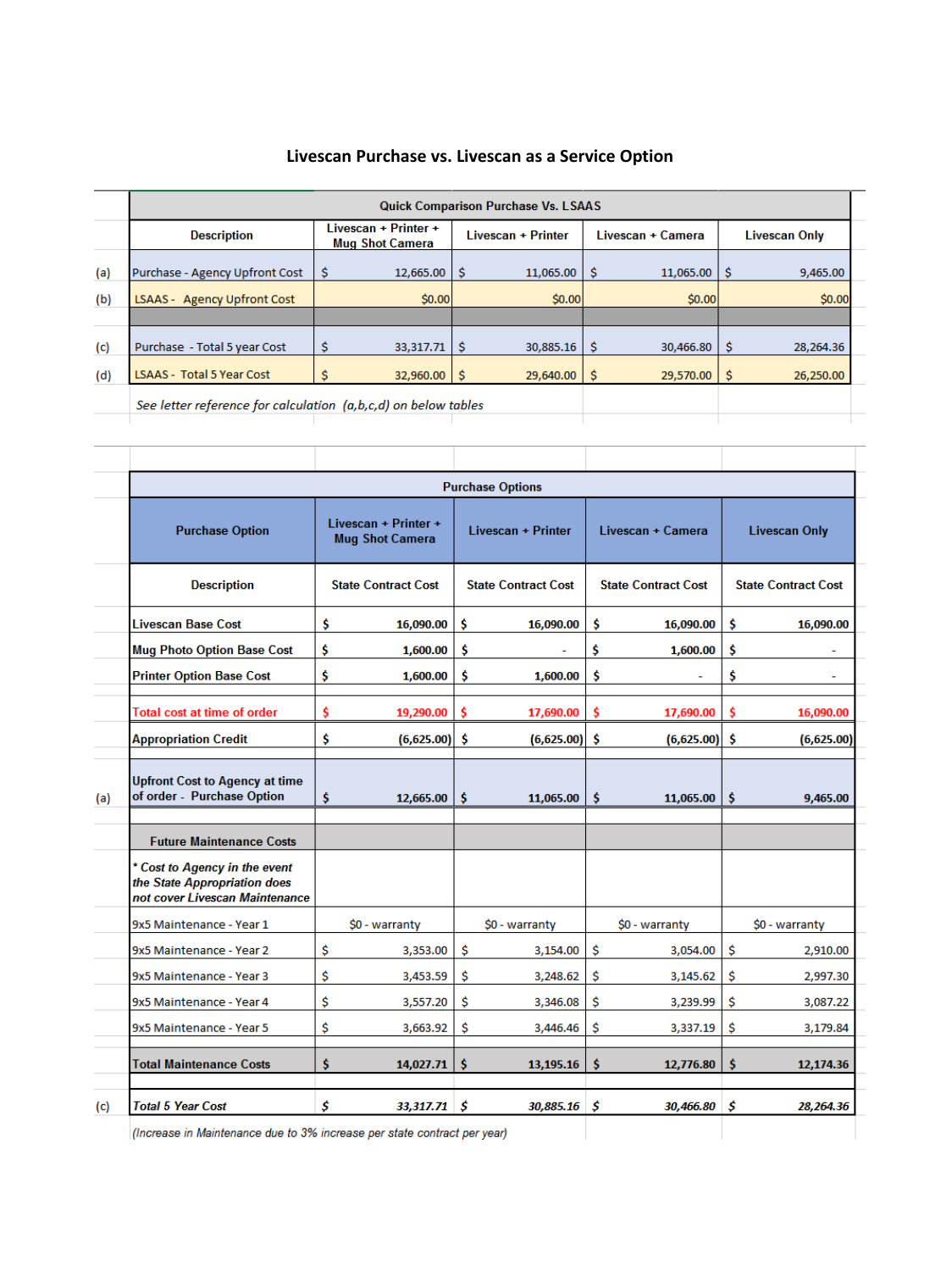# Livescan Purchase vs. Livescan as a Service Option

| | Quick Comparison Purchase Vs. LSAAS | | | | |
|---|---|---|---|---|---|
| | **Description** | **Livescan + Printer + Mug Shot Camera** | **Livescan + Printer** | **Livescan + Camera** | **Livescan Only** |
| (a) | Purchase - Agency Upfront Cost | $ 12,665.00 | $ 11,065.00 | $ 11,065.00 | $ 9,465.00 |
| (b) | LSAAS - Agency Upfront Cost | $0.00 | $0.00 | $0.00 | $0.00 |
| | | | | | |
| (c) | Purchase - Total 5 year Cost | $ 33,317.71 | $ 30,885.16 | $ 30,466.80 | $ 28,264.36 |
| (d) | LSAAS - Total 5 Year Cost | $ 32,960.00 | $ 29,640.00 | $ 29,570.00 | $ 26,250.00 |

*See letter reference for calculation (a,b,c,d) on below tables*

| | Purchase Options | | | | |
|---|---|---|---|---|---|
| | **Purchase Option** | **Livescan + Printer + Mug Shot Camera** | **Livescan + Printer** | **Livescan + Camera** | **Livescan Only** |
| | **Description** | State Contract Cost | State Contract Cost | State Contract Cost | State Contract Cost |
| | Livescan Base Cost | $ 16,090.00 | $ 16,090.00 | $ 16,090.00 | $ 16,090.00 |
| | Mug Photo Option Base Cost | $ 1,600.00 | $ - | $ 1,600.00 | $ - |
| | Printer Option Base Cost | $ 1,600.00 | $ 1,600.00 | $ - | $ - |
| | Total cost at time of order | $ 19,290.00 | $ 17,690.00 | $ 17,690.00 | $ 16,090.00 |
| | Appropriation Credit | $ (6,625.00) | $ (6,625.00) | $ (6,625.00) | $ (6,625.00) |
| (a) | Upfront Cost to Agency at time of order - Purchase Option | $ 12,665.00 | $ 11,065.00 | $ 11,065.00 | $ 9,465.00 |
| | | | | | |
| | **Future Maintenance Costs** | | | | |
| | *\* Cost to Agency in the event the State Appropriation does not cover Livescan Maintenance* | | | | |
| | 9x5 Maintenance - Year 1 | $0 - warranty | $0 - warranty | $0 - warranty | $0 - warranty |
| | 9x5 Maintenance - Year 2 | $ 3,353.00 | $ 3,154.00 | $ 3,054.00 | $ 2,910.00 |
| | 9x5 Maintenance - Year 3 | $ 3,453.59 | $ 3,248.62 | $ 3,145.62 | $ 2,997.30 |
| | 9x5 Maintenance - Year 4 | $ 3,557.20 | $ 3,346.08 | $ 3,239.99 | $ 3,087.22 |
| | 9x5 Maintenance - Year 5 | $ 3,663.92 | $ 3,446.46 | $ 3,337.19 | $ 3,179.84 |
| | **Total Maintenance Costs** | $ 14,027.71 | $ 13,195.16 | $ 12,776.80 | $ 12,174.36 |
| (c) | ***Total 5 Year Cost*** | $ 33,317.71 | $ 30,885.16 | $ 30,466.80 | $ 28,264.36 |

*(Increase in Maintenance due to 3% increase per state contract per year)*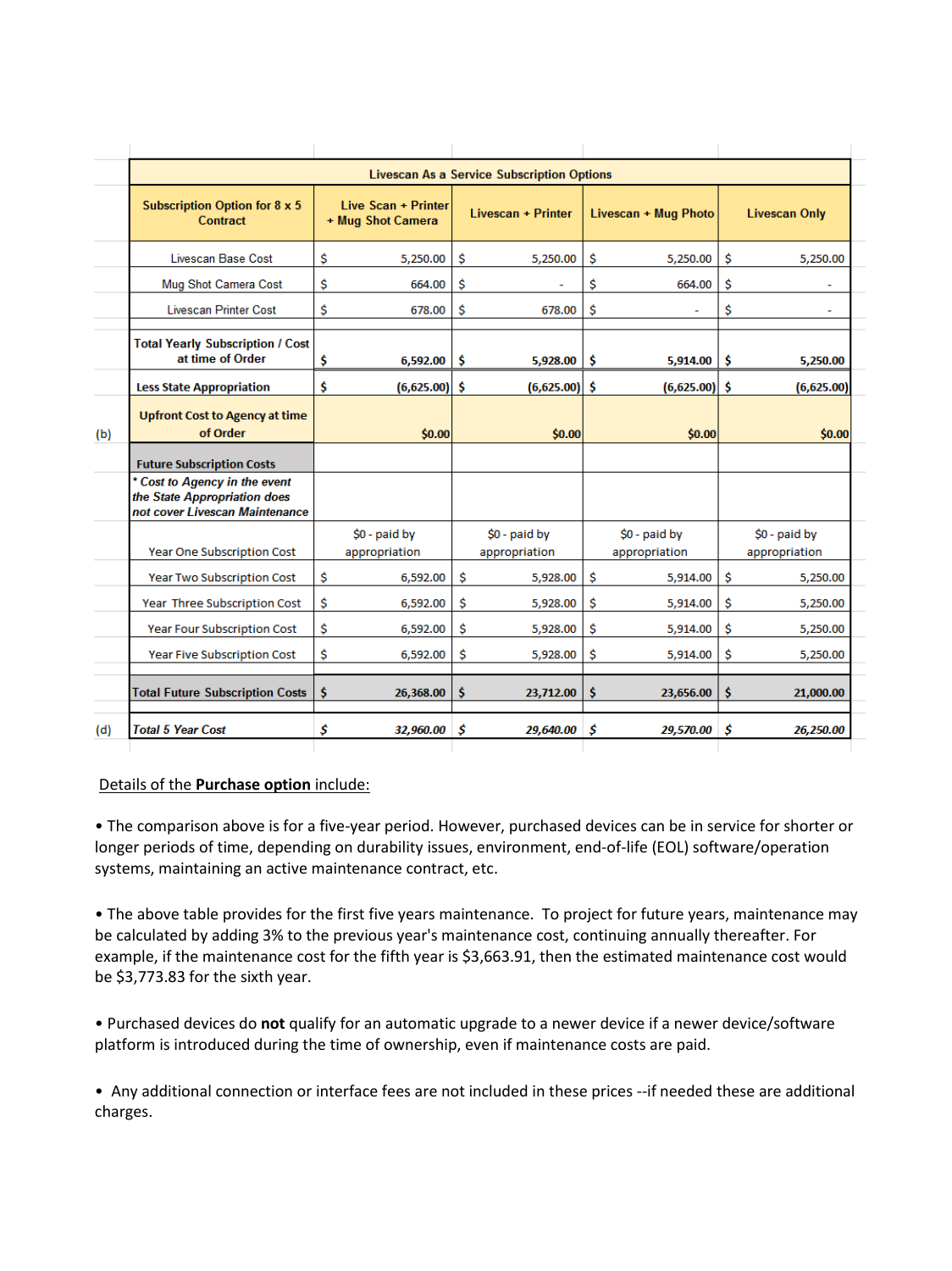| | Livescan As a Service Subscription Options | | | | |
|---|---|---|---|---|---|
| | **Subscription Option for 8 x 5 Contract** | **Live Scan + Printer + Mug Shot Camera** | **Livescan + Printer** | **Livescan + Mug Photo** | **Livescan Only** |
| | Livescan Base Cost | $ 5,250.00 | $ 5,250.00 | $ 5,250.00 | $ 5,250.00 |
| | Mug Shot Camera Cost | $ 664.00 | $ - | $ 664.00 | $ - |
| | Livescan Printer Cost | $ 678.00 | $ 678.00 | $ - | $ - |
| | **Total Yearly Subscription / Cost at time of Order** | **$ 6,592.00** | **$ 5,928.00** | **$ 5,914.00** | **$ 5,250.00** |
| | **Less State Appropriation** | **$ (6,625.00)** | **$ (6,625.00)** | **$ (6,625.00)** | **$ (6,625.00)** |
| (b) | **Upfront Cost to Agency at time of Order** | **$0.00** | **$0.00** | **$0.00** | **$0.00** |
| | **Future Subscription Costs** | | | | |
| | ***\* Cost to Agency in the event the State Appropriation does not cover Livescan Maintenance*** | | | | |
| | Year One Subscription Cost | $0 - paid by appropriation | $0 - paid by appropriation | $0 - paid by appropriation | $0 - paid by appropriation |
| | Year Two Subscription Cost | $ 6,592.00 | $ 5,928.00 | $ 5,914.00 | $ 5,250.00 |
| | Year Three Subscription Cost | $ 6,592.00 | $ 5,928.00 | $ 5,914.00 | $ 5,250.00 |
| | Year Four Subscription Cost | $ 6,592.00 | $ 5,928.00 | $ 5,914.00 | $ 5,250.00 |
| | Year Five Subscription Cost | $ 6,592.00 | $ 5,928.00 | $ 5,914.00 | $ 5,250.00 |
| | **Total Future Subscription Costs** | **$ 26,368.00** | **$ 23,712.00** | **$ 23,656.00** | **$ 21,000.00** |
| (d) | ***Total 5 Year Cost*** | ***$ 32,960.00*** | ***$ 29,640.00*** | ***$ 29,570.00*** | ***$ 26,250.00*** |

Details of the **Purchase option** include:

• The comparison above is for a five-year period. However, purchased devices can be in service for shorter or longer periods of time, depending on durability issues, environment, end-of-life (EOL) software/operation systems, maintaining an active maintenance contract, etc.

• The above table provides for the first five years maintenance. To project for future years, maintenance may be calculated by adding 3% to the previous year's maintenance cost, continuing annually thereafter. For example, if the maintenance cost for the fifth year is $3,663.91, then the estimated maintenance cost would be $3,773.83 for the sixth year.

• Purchased devices do **not** qualify for an automatic upgrade to a newer device if a newer device/software platform is introduced during the time of ownership, even if maintenance costs are paid.

• Any additional connection or interface fees are not included in these prices --if needed these are additional charges.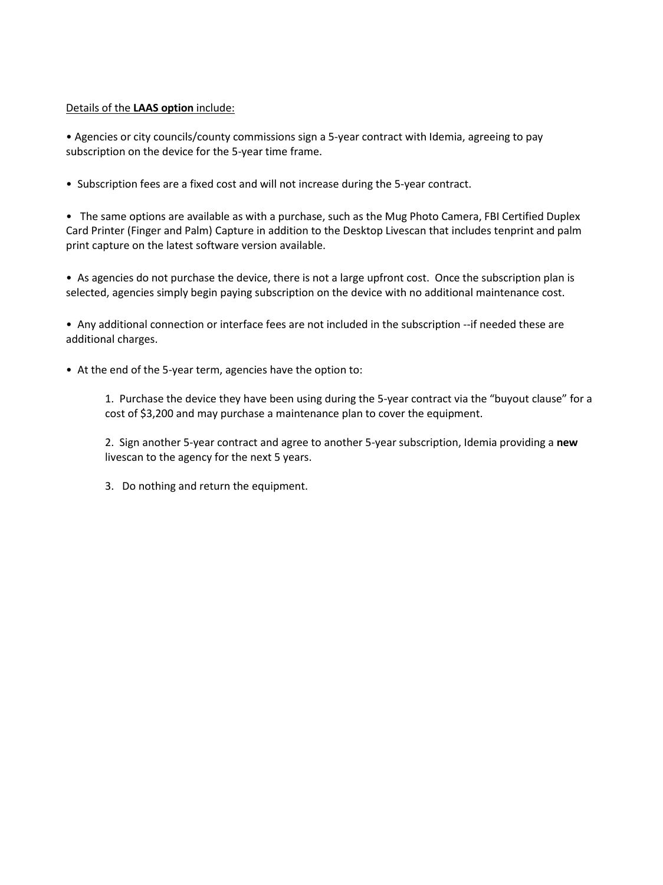<u>Details of the **LAAS option** include:</u>

• Agencies or city councils/county commissions sign a 5-year contract with Idemia, agreeing to pay subscription on the device for the 5-year time frame.

• Subscription fees are a fixed cost and will not increase during the 5-year contract.

• The same options are available as with a purchase, such as the Mug Photo Camera, FBI Certified Duplex Card Printer (Finger and Palm) Capture in addition to the Desktop Livescan that includes tenprint and palm print capture on the latest software version available.

• As agencies do not purchase the device, there is not a large upfront cost. Once the subscription plan is selected, agencies simply begin paying subscription on the device with no additional maintenance cost.

• Any additional connection or interface fees are not included in the subscription --if needed these are additional charges.

• At the end of the 5-year term, agencies have the option to:

1. Purchase the device they have been using during the 5-year contract via the "buyout clause" for a cost of $3,200 and may purchase a maintenance plan to cover the equipment.

2. Sign another 5-year contract and agree to another 5-year subscription, Idemia providing a **new** livescan to the agency for the next 5 years.

3. Do nothing and return the equipment.